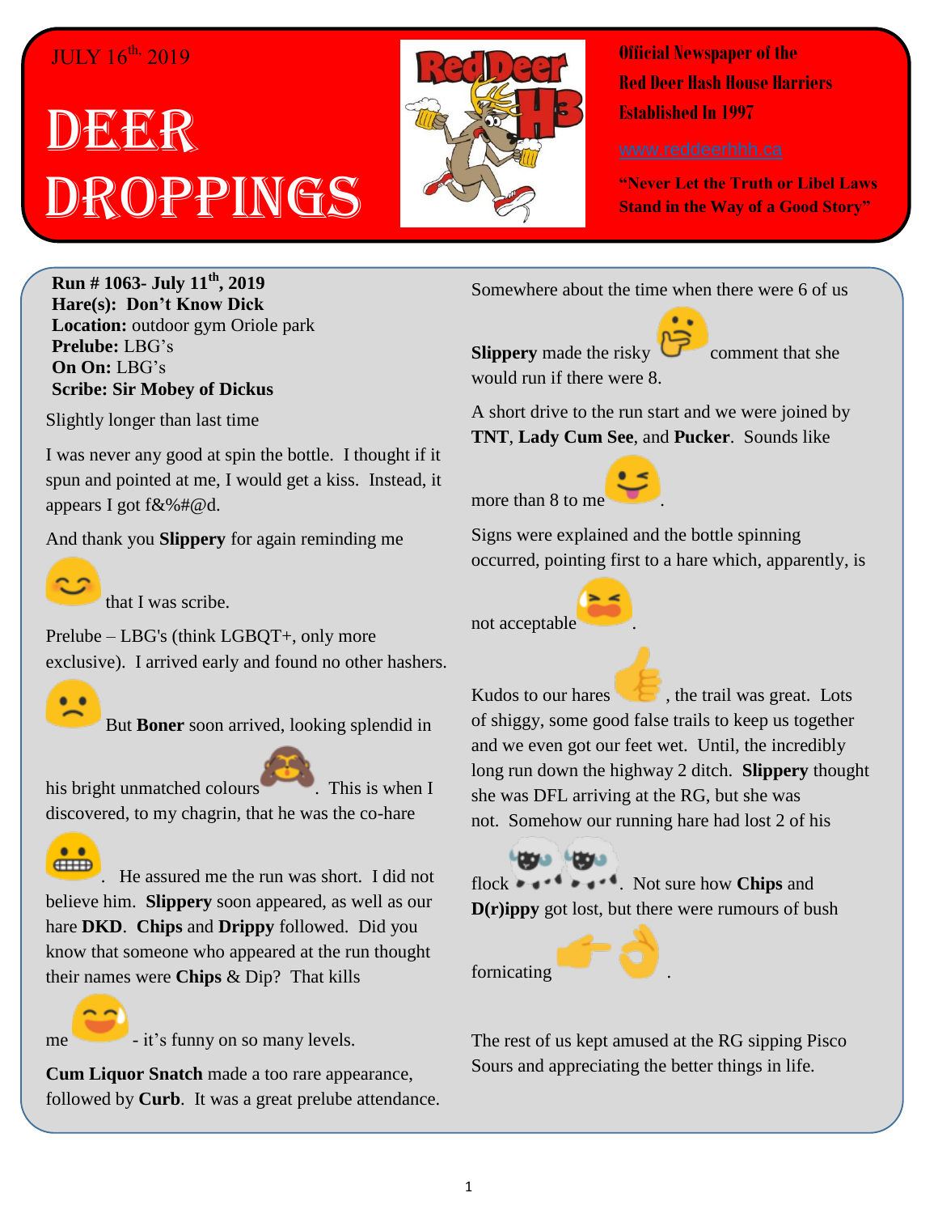JULY 16th, 2019

# DEER DROPPINGS

**Official Newspaper of the Red Deer Hash House Harriers Established In 1997**

www.reddeerhhh.ca

**"Never Let the Truth or Libel Laws Stand in the Way of a Good Story"**

**Run # 1063- July 11th, 2019**
**Hare(s): Don't Know Dick**
**Location:** outdoor gym Oriole park
**Prelude:** LBG's
**On On:** LBG's
**Scribe: Sir Mobey of Dickus**

Slightly longer than last time

I was never any good at spin the bottle. I thought if it spun and pointed at me, I would get a kiss. Instead, it appears I got f&%#@d.

And thank you **Slippery** for again reminding me that I was scribe.

Prelude – LBG's (think LGBQT+, only more exclusive). I arrived early and found no other hashers. But **Boner** soon arrived, looking splendid in his bright unmatched colours. This is when I discovered, to my chagrin, that he was the co-hare. He assured me the run was short. I did not believe him. **Slippery** soon appeared, as well as our hare **DKD**. **Chips** and **Drippy** followed. Did you know that someone who appeared at the run thought their names were **Chips** & Dip? That kills me - it's funny on so many levels.

**Cum Liquor Snatch** made a too rare appearance, followed by **Curb**. It was a great prelude attendance.

Somewhere about the time when there were 6 of us **Slippery** made the risky comment that she would run if there were 8.

A short drive to the run start and we were joined by **TNT**, **Lady Cum See**, and **Pucker**. Sounds like more than 8 to me.

Signs were explained and the bottle spinning occurred, pointing first to a hare which, apparently, is not acceptable.

Kudos to our hares, the trail was great. Lots of shiggy, some good false trails to keep us together and we even got our feet wet. Until, the incredibly long run down the highway 2 ditch. **Slippery** thought she was DFL arriving at the RG, but she was not. Somehow our running hare had lost 2 of his flock. Not sure how **Chips** and **D(r)ippy** got lost, but there were rumours of bush fornicating.

The rest of us kept amused at the RG sipping Pisco Sours and appreciating the better things in life.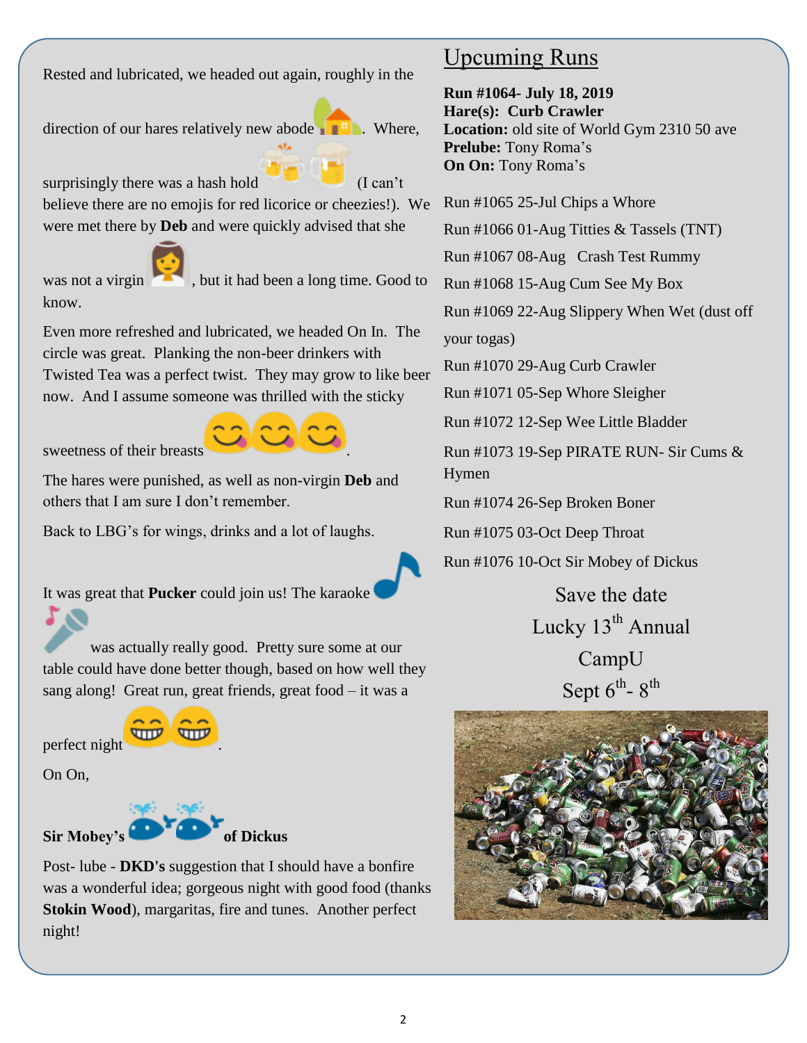Rested and lubricated, we headed out again, roughly in the direction of our hares relatively new abode. Where, surprisingly there was a hash hold (I can't believe there are no emojis for red licorice or cheezies!). We were met there by **Deb** and were quickly advised that she was not a virgin, but it had been a long time. Good to know.

Even more refreshed and lubricated, we headed On In. The circle was great. Planking the non-beer drinkers with Twisted Tea was a perfect twist. They may grow to like beer now. And I assume someone was thrilled with the sticky sweetness of their breasts.

The hares were punished, as well as non-virgin **Deb** and others that I am sure I don't remember.

Back to LBG's for wings, drinks and a lot of laughs.

It was great that **Pucker** could join us! The karaoke was actually really good. Pretty sure some at our table could have done better though, based on how well they sang along! Great run, great friends, great food – it was a perfect night.

On On,

**Sir Mobey's of Dickus**

Post- lube - **DKD's** suggestion that I should have a bonfire was a wonderful idea; gorgeous night with good food (thanks **Stokin Wood**), margaritas, fire and tunes. Another perfect night!

## Upcuming Runs

**Run #1064- July 18, 2019**
**Hare(s): Curb Crawler**
**Location:** old site of World Gym 2310 50 ave
**Prelube:** Tony Roma's
**On On:** Tony Roma's

Run #1065 25-Jul Chips a Whore

Run #1066 01-Aug Titties & Tassels (TNT)

Run #1067 08-Aug Crash Test Rummy

Run #1068 15-Aug Cum See My Box

Run #1069 22-Aug Slippery When Wet (dust off your togas)

Run #1070 29-Aug Curb Crawler

Run #1071 05-Sep Whore Sleigher

Run #1072 12-Sep Wee Little Bladder

Run #1073 19-Sep PIRATE RUN- Sir Cums & Hymen

Run #1074 26-Sep Broken Boner

Run #1075 03-Oct Deep Throat

Run #1076 10-Oct Sir Mobey of Dickus

Save the date
Lucky 13th Annual
CampU
Sept 6th- 8th